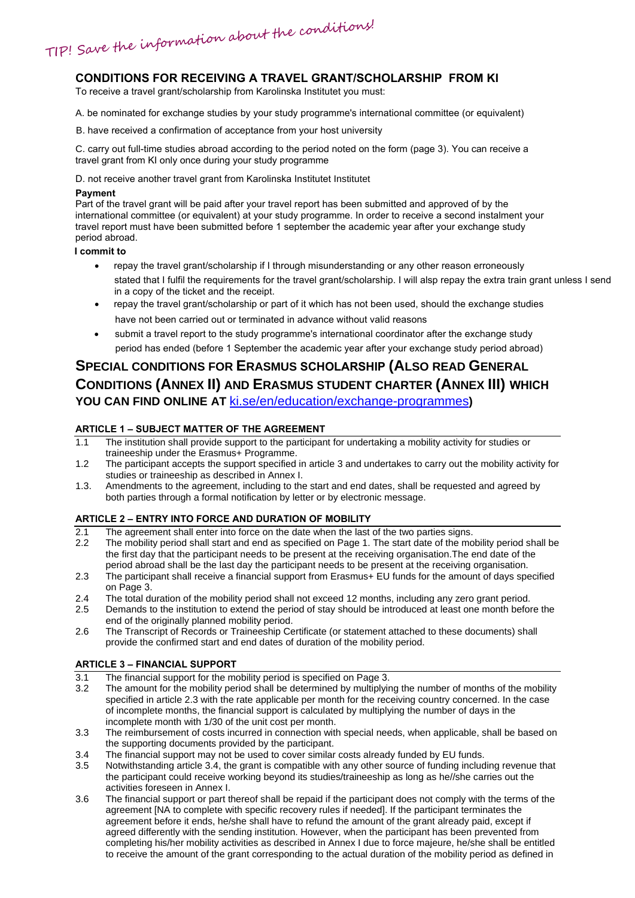TIP! Save the information about the conditions!

## CONDITIONS FOR RECEIVING A TRAVEL GRANT/SCHOLARSHIP FROM KI

To receive a travel grant/scholarship from Karolinska Institutet you must:

A. be nominated for exchange studies by your study programme's international committee (or equivalent)

B. have received a confirmation of acceptance from your host university

C. carry out full-time studies abroad according to the period noted on the form (page 3). You can receive a travel grant from KI only once during your study programme

D. not receive another travel grant from Karolinska Institutet Institutet

**Payment**

Part of the travel grant will be paid after your travel report has been submitted and approved of by the international committee (or equivalent) at your study programme. In order to receive a second instalment your travel report must have been submitted before 1 september the academic year after your exchange study period abroad.

**I commit to**

- repay the travel grant/scholarship if I through misunderstanding or any other reason erroneously stated that I fulfil the requirements for the travel grant/scholarship. I will alsp repay the extra train grant unless I send in a copy of the ticket and the receipt.
- repay the travel grant/scholarship or part of it which has not been used, should the exchange studies have not been carried out or terminated in advance without valid reasons
- submit a travel report to the study programme's international coordinator after the exchange study period has ended (before 1 September the academic year after your exchange study period abroad)

## SPECIAL CONDITIONS FOR ERASMUS SCHOLARSHIP (ALSO READ GENERAL CONDITIONS (ANNEX II) AND ERASMUS STUDENT CHARTER (ANNEX III) WHICH YOU CAN FIND ONLINE AT ki.se/en/education/exchange-programmes)

### ARTICLE 1 – SUBJECT MATTER OF THE AGREEMENT

1.1 The institution shall provide support to the participant for undertaking a mobility activity for studies or traineeship under the Erasmus+ Programme.

1.2 The participant accepts the support specified in article 3 and undertakes to carry out the mobility activity for studies or traineeship as described in Annex I.

1.3. Amendments to the agreement, including to the start and end dates, shall be requested and agreed by both parties through a formal notification by letter or by electronic message.

### ARTICLE 2 – ENTRY INTO FORCE AND DURATION OF MOBILITY

2.1 The agreement shall enter into force on the date when the last of the two parties signs.

2.2 The mobility period shall start and end as specified on Page 1. The start date of the mobility period shall be the first day that the participant needs to be present at the receiving organisation.The end date of the period abroad shall be the last day the participant needs to be present at the receiving organisation.

2.3 The participant shall receive a financial support from Erasmus+ EU funds for the amount of days specified on Page 3.

2.4 The total duration of the mobility period shall not exceed 12 months, including any zero grant period.

2.5 Demands to the institution to extend the period of stay should be introduced at least one month before the end of the originally planned mobility period.

2.6 The Transcript of Records or Traineeship Certificate (or statement attached to these documents) shall provide the confirmed start and end dates of duration of the mobility period.

### ARTICLE 3 – FINANCIAL SUPPORT

3.1 The financial support for the mobility period is specified on Page 3.

3.2 The amount for the mobility period shall be determined by multiplying the number of months of the mobility specified in article 2.3 with the rate applicable per month for the receiving country concerned. In the case of incomplete months, the financial support is calculated by multiplying the number of days in the incomplete month with 1/30 of the unit cost per month.

3.3 The reimbursement of costs incurred in connection with special needs, when applicable, shall be based on the supporting documents provided by the participant.

3.4 The financial support may not be used to cover similar costs already funded by EU funds.

3.5 Notwithstanding article 3.4, the grant is compatible with any other source of funding including revenue that the participant could receive working beyond its studies/traineeship as long as he//she carries out the activities foreseen in Annex I.

3.6 The financial support or part thereof shall be repaid if the participant does not comply with the terms of the agreement [NA to complete with specific recovery rules if needed]. If the participant terminates the agreement before it ends, he/she shall have to refund the amount of the grant already paid, except if agreed differently with the sending institution. However, when the participant has been prevented from completing his/her mobility activities as described in Annex I due to force majeure, he/she shall be entitled to receive the amount of the grant corresponding to the actual duration of the mobility period as defined in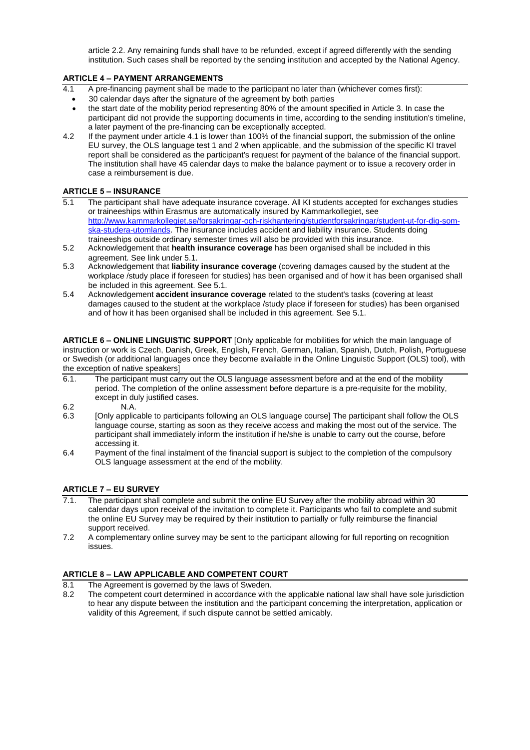article 2.2. Any remaining funds shall have to be refunded, except if agreed differently with the sending institution. Such cases shall be reported by the sending institution and accepted by the National Agency.

**ARTICLE 4 – PAYMENT ARRANGEMENTS**

4.1 A pre-financing payment shall be made to the participant no later than (whichever comes first):

- 30 calendar days after the signature of the agreement by both parties
- the start date of the mobility period representing 80% of the amount specified in Article 3. In case the participant did not provide the supporting documents in time, according to the sending institution's timeline, a later payment of the pre-financing can be exceptionally accepted.

4.2 If the payment under article 4.1 is lower than 100% of the financial support, the submission of the online EU survey, the OLS language test 1 and 2 when applicable, and the submission of the specific KI travel report shall be considered as the participant's request for payment of the balance of the financial support. The institution shall have 45 calendar days to make the balance payment or to issue a recovery order in case a reimbursement is due.

**ARTICLE 5 – INSURANCE**

5.1 The participant shall have adequate insurance coverage. All KI students accepted for exchanges studies or traineeships within Erasmus are automatically insured by Kammarkollegiet, see [http://www.kammarkollegiet.se/forsakringar-och-riskhantering/studentforsakringar/student-ut-for-dig-som-ska-studera-utomlands](http://www.kammarkollegiet.se/forsakringar-och-riskhantering/studentforsakringar/student-ut-for-dig-som-ska-studera-utomlands). The insurance includes accident and liability insurance. Students doing traineeships outside ordinary semester times will also be provided with this insurance.

5.2 Acknowledgement that **health insurance coverage** has been organised shall be included in this agreement. See link under 5.1.

5.3 Acknowledgement that **liability insurance coverage** (covering damages caused by the student at the workplace /study place if foreseen for studies) has been organised and of how it has been organised shall be included in this agreement. See 5.1.

5.4 Acknowledgement **accident insurance coverage** related to the student's tasks (covering at least damages caused to the student at the workplace /study place if foreseen for studies) has been organised and of how it has been organised shall be included in this agreement. See 5.1.

**ARTICLE 6 – ONLINE LINGUISTIC SUPPORT** [Only applicable for mobilities for which the main language of instruction or work is Czech, Danish, Greek, English, French, German, Italian, Spanish, Dutch, Polish, Portuguese or Swedish (or additional languages once they become available in the Online Linguistic Support (OLS) tool), with the exception of native speakers]

6.1. The participant must carry out the OLS language assessment before and at the end of the mobility period. The completion of the online assessment before departure is a pre-requisite for the mobility, except in duly justified cases.

6.2 N.A.

6.3 [Only applicable to participants following an OLS language course] The participant shall follow the OLS language course, starting as soon as they receive access and making the most out of the service. The participant shall immediately inform the institution if he/she is unable to carry out the course, before accessing it.

6.4 Payment of the final instalment of the financial support is subject to the completion of the compulsory OLS language assessment at the end of the mobility.

**ARTICLE 7 – EU SURVEY**

7.1. The participant shall complete and submit the online EU Survey after the mobility abroad within 30 calendar days upon receival of the invitation to complete it. Participants who fail to complete and submit the online EU Survey may be required by their institution to partially or fully reimburse the financial support received.

7.2 A complementary online survey may be sent to the participant allowing for full reporting on recognition issues.

**ARTICLE 8 – LAW APPLICABLE AND COMPETENT COURT**

8.1 The Agreement is governed by the laws of Sweden.

8.2 The competent court determined in accordance with the applicable national law shall have sole jurisdiction to hear any dispute between the institution and the participant concerning the interpretation, application or validity of this Agreement, if such dispute cannot be settled amicably.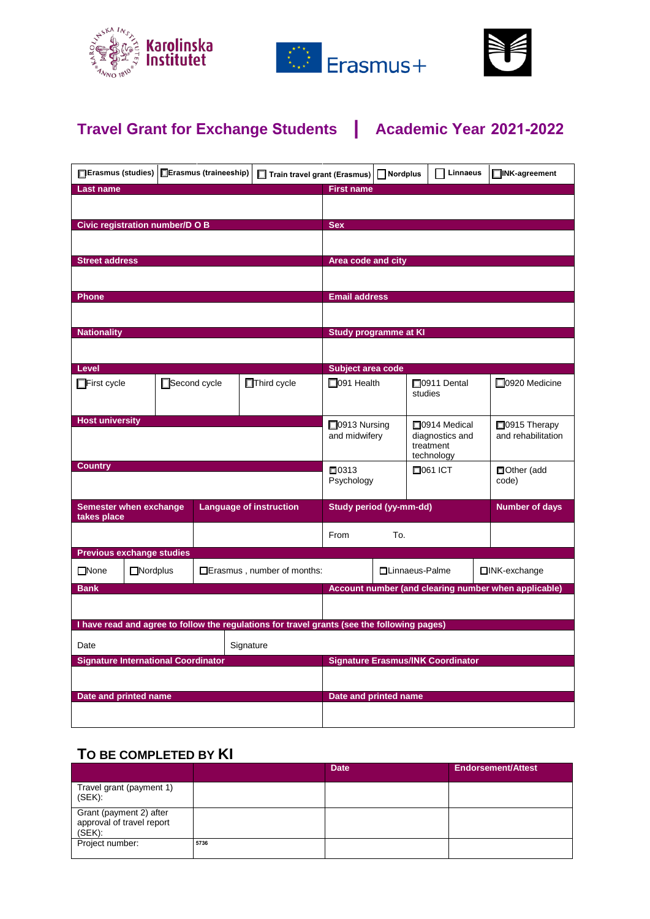# Travel Grant for Exchange Students | Academic Year 2021-2022

| | | | | | |
|---|---|---|---|---|---|
| ☐Erasmus (studies) | ☐Erasmus (traineeship) | ☐ Train travel grant (Erasmus) | ☐ Nordplus | ☐ Linnaeus | ☐INK-agreement |

| | |
|---|---|
| **Last name** | **First name** |
| | |
| **Civic registration number/D O B** | **Sex** |
| | |
| **Street address** | **Area code and city** |
| | |
| **Phone** | **Email address** |
| | |
| **Nationality** | **Study programme at KI** |
| | |

| | | | | | |
|---|---|---|---|---|---|
| **Level** | | | **Subject area code** | | |
| ☐First cycle | ☐Second cycle | ☐Third cycle | ☐091 Health | ☐0911 Dental studies | ☐0920 Medicine |
| **Host university** | | | ☐0913 Nursing and midwifery | ☐0914 Medical diagnostics and treatment technology | ☐0915 Therapy and rehabilitation |
| **Country** | | | ☐0313 Psychology | ☐061 ICT | ☐Other (add code) |

| | | | |
|---|---|---|---|
| **Semester when exchange takes place** | **Language of instruction** | **Study period (yy-mm-dd)** | **Number of days** |
| | | From To. | |

| | | | | |
|---|---|---|---|---|
| **Previous exchange studies** | | | | |
| ☐None | ☐Nordplus | ☐Erasmus , number of months: | ☐Linnaeus-Palme | ☐INK-exchange |

| | |
|---|---|
| **Bank** | **Account number (and clearing number when applicable)** |
| | |

**I have read and agree to follow the regulations for travel grants (see the following pages)**

| | |
|---|---|
| Date | Signature |

| | |
|---|---|
| **Signature International Coordinator** | **Signature Erasmus/INK Coordinator** |
| | |
| **Date and printed name** | **Date and printed name** |
| | |

## TO BE COMPLETED BY KI

| | | Date | Endorsement/Attest |
|---|---|---|---|
| Travel grant (payment 1) (SEK): | | | |
| Grant (payment 2) after approval of travel report (SEK): | | | |
| Project number: | 5736 | | |